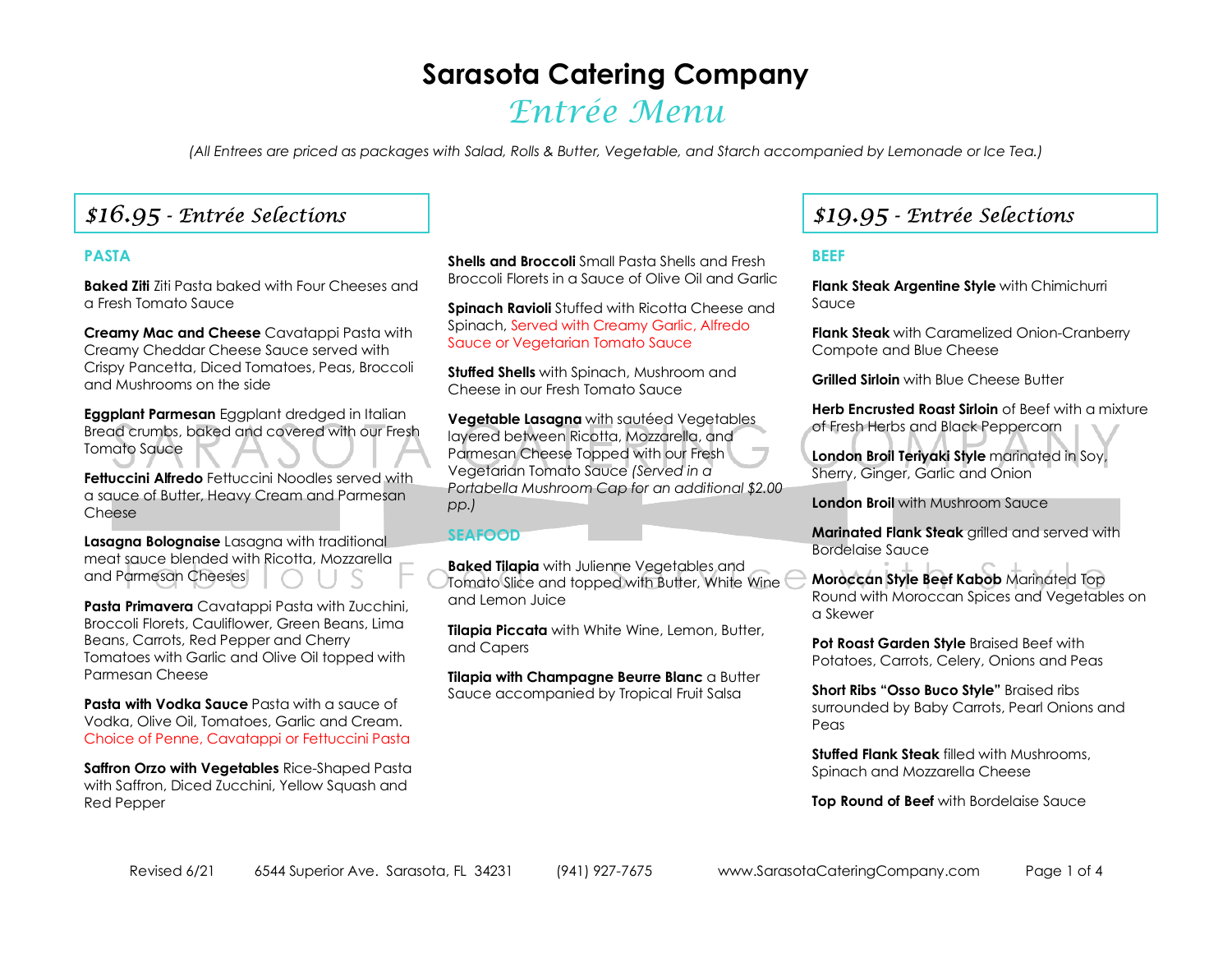# Sarasota Catering Company

## Entrée Menu

*(All Entrees are priced as packages with Salad, Rolls & Butter, Vegetable, and Starch accompanied by Lemonade or Ice Tea.)*

## $16.95 - Entrée Selections

### PASTA

**Baked Ziti** Ziti Pasta baked with Four Cheeses and a Fresh Tomato Sauce

**Creamy Mac and Cheese** Cavatappi Pasta with Creamy Cheddar Cheese Sauce served with Crispy Pancetta, Diced Tomatoes, Peas, Broccoli and Mushrooms on the side

**Eggplant Parmesan** Eggplant dredged in Italian Bread crumbs, baked and covered with our Fresh Tomato Sauce

**Fettuccini Alfredo** Fettuccini Noodles served with a sauce of Butter, Heavy Cream and Parmesan Cheese

**Lasagna Bolognaise** Lasagna with traditional meat sauce blended with Ricotta, Mozzarella and Parmesan Cheeses

**Pasta Primavera** Cavatappi Pasta with Zucchini, Broccoli Florets, Cauliflower, Green Beans, Lima Beans, Carrots, Red Pepper and Cherry Tomatoes with Garlic and Olive Oil topped with Parmesan Cheese

**Pasta with Vodka Sauce** Pasta with a sauce of Vodka, Olive Oil, Tomatoes, Garlic and Cream. Choice of Penne, Cavatappi or Fettuccini Pasta

**Saffron Orzo with Vegetables** Rice-Shaped Pasta with Saffron, Diced Zucchini, Yellow Squash and Red Pepper

**Shells and Broccoli** Small Pasta Shells and Fresh Broccoli Florets in a Sauce of Olive Oil and Garlic

**Spinach Ravioli** Stuffed with Ricotta Cheese and Spinach, Served with Creamy Garlic, Alfredo Sauce or Vegetarian Tomato Sauce

**Stuffed Shells** with Spinach, Mushroom and Cheese in our Fresh Tomato Sauce

**Vegetable Lasagna** with sautéed Vegetables layered between Ricotta, Mozzarella, and Parmesan Cheese Topped with our Fresh Vegetarian Tomato Sauce *(Served in a Portabella Mushroom Cap for an additional $2.00 pp.)*

### SEAFOOD

**Baked Tilapia** with Julienne Vegetables and Tomato Slice and topped with Butter, White Wine and Lemon Juice

**Tilapia Piccata** with White Wine, Lemon, Butter, and Capers

**Tilapia with Champagne Beurre Blanc** a Butter Sauce accompanied by Tropical Fruit Salsa

## $19.95 - Entrée Selections

### BEEF

**Flank Steak Argentine Style** with Chimichurri Sauce

**Flank Steak** with Caramelized Onion-Cranberry Compote and Blue Cheese

**Grilled Sirloin** with Blue Cheese Butter

**Herb Encrusted Roast Sirloin** of Beef with a mixture of Fresh Herbs and Black Peppercorn

**London Broil Teriyaki Style** marinated in Soy, Sherry, Ginger, Garlic and Onion

**London Broil** with Mushroom Sauce

**Marinated Flank Steak** grilled and served with Bordelaise Sauce

**Moroccan Style Beef Kabob** Marinated Top Round with Moroccan Spices and Vegetables on a Skewer

**Pot Roast Garden Style** Braised Beef with Potatoes, Carrots, Celery, Onions and Peas

**Short Ribs "Osso Buco Style"** Braised ribs surrounded by Baby Carrots, Pearl Onions and Peas

**Stuffed Flank Steak** filled with Mushrooms, Spinach and Mozzarella Cheese

**Top Round of Beef** with Bordelaise Sauce

Revised 6/21 | 6544 Superior Ave. Sarasota, FL 34231 | (941) 927-7675 | www.SarasotaCateringCompany.com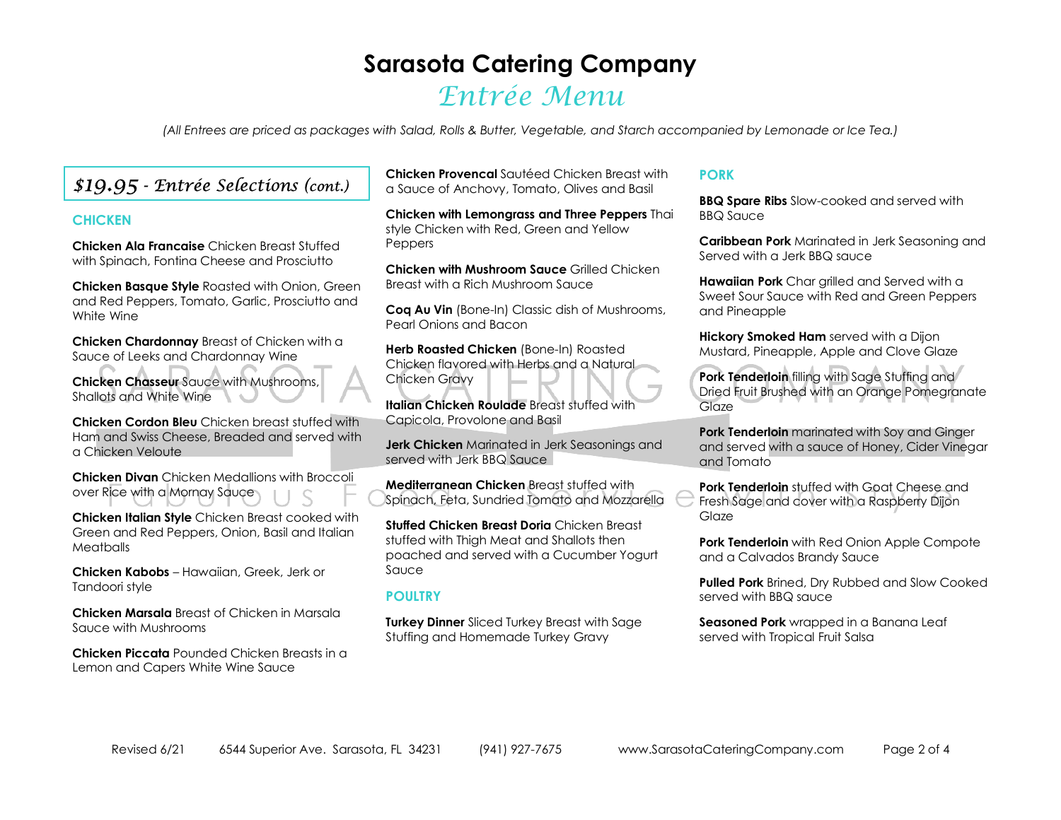# Sarasota Catering Company

## *Entrée Menu*

*(All Entrees are priced as packages with Salad, Rolls & Butter, Vegetable, and Starch accompanied by Lemonade or Ice Tea.)*

## *$19.95 - Entrée Selections (cont.)*

### CHICKEN

**Chicken Ala Francaise** Chicken Breast Stuffed with Spinach, Fontina Cheese and Prosciutto

**Chicken Basque Style** Roasted with Onion, Green and Red Peppers, Tomato, Garlic, Prosciutto and White Wine

**Chicken Chardonnay** Breast of Chicken with a Sauce of Leeks and Chardonnay Wine

**Chicken Chasseur** Sauce with Mushrooms, Shallots and White Wine

**Chicken Cordon Bleu** Chicken breast stuffed with Ham and Swiss Cheese, Breaded and served with a Chicken Veloute

**Chicken Divan** Chicken Medallions with Broccoli over Rice with a Mornay Sauce

**Chicken Italian Style** Chicken Breast cooked with Green and Red Peppers, Onion, Basil and Italian Meatballs

**Chicken Kabobs** – Hawaiian, Greek, Jerk or Tandoori style

**Chicken Marsala** Breast of Chicken in Marsala Sauce with Mushrooms

**Chicken Piccata** Pounded Chicken Breasts in a Lemon and Capers White Wine Sauce

**Chicken Provencal** Sautéed Chicken Breast with a Sauce of Anchovy, Tomato, Olives and Basil

**Chicken with Lemongrass and Three Peppers** Thai style Chicken with Red, Green and Yellow Peppers

**Chicken with Mushroom Sauce** Grilled Chicken Breast with a Rich Mushroom Sauce

**Coq Au Vin** (Bone-In) Classic dish of Mushrooms, Pearl Onions and Bacon

**Herb Roasted Chicken** (Bone-In) Roasted Chicken flavored with Herbs and a Natural Chicken Gravy

**Italian Chicken Roulade** Breast stuffed with Capicola, Provolone and Basil

**Jerk Chicken** Marinated in Jerk Seasonings and served with Jerk BBQ Sauce

**Mediterranean Chicken** Breast stuffed with Spinach, Feta, Sundried Tomato and Mozzarella

**Stuffed Chicken Breast Doria** Chicken Breast stuffed with Thigh Meat and Shallots then poached and served with a Cucumber Yogurt Sauce

### POULTRY

**Turkey Dinner** Sliced Turkey Breast with Sage Stuffing and Homemade Turkey Gravy

### PORK

**BBQ Spare Ribs** Slow-cooked and served with BBQ Sauce

**Caribbean Pork** Marinated in Jerk Seasoning and Served with a Jerk BBQ sauce

**Hawaiian Pork** Char grilled and Served with a Sweet Sour Sauce with Red and Green Peppers and Pineapple

**Hickory Smoked Ham** served with a Dijon Mustard, Pineapple, Apple and Clove Glaze

**Pork Tenderloin** filling with Sage Stuffing and Dried Fruit Brushed with an Orange Pomegranate Glaze

**Pork Tenderloin** marinated with Soy and Ginger and served with a sauce of Honey, Cider Vinegar and Tomato

**Pork Tenderloin** stuffed with Goat Cheese and Fresh Sage and cover with a Raspberry Dijon Glaze

**Pork Tenderloin** with Red Onion Apple Compote and a Calvados Brandy Sauce

**Pulled Pork** Brined, Dry Rubbed and Slow Cooked served with BBQ sauce

**Seasoned Pork** wrapped in a Banana Leaf served with Tropical Fruit Salsa

Revised 6/21 6544 Superior Ave. Sarasota, FL 34231 (941) 927-7675 www.SarasotaCateringCompany.com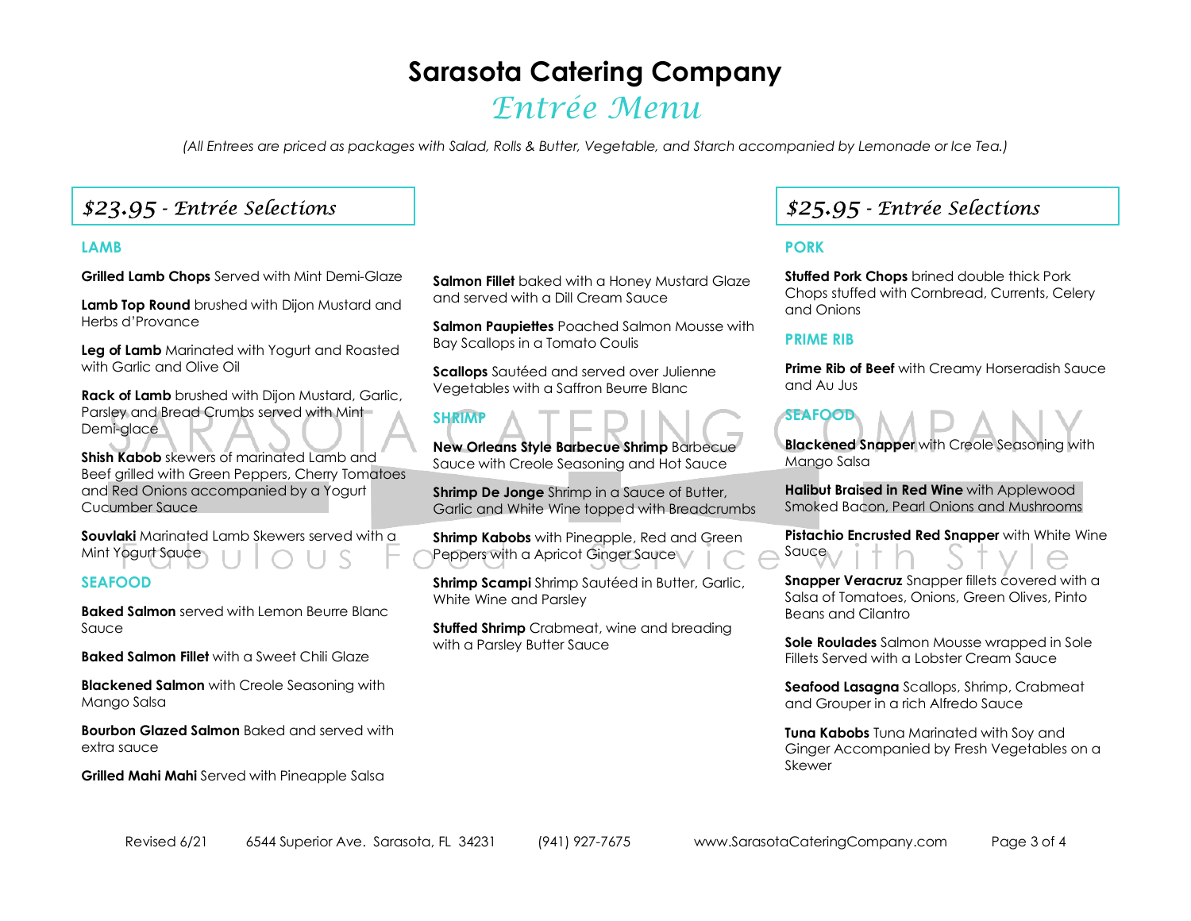# Sarasota Catering Company

## *Entrée Menu*

*(All Entrees are priced as packages with Salad, Rolls & Butter, Vegetable, and Starch accompanied by Lemonade or Ice Tea.)*

## *$23.95 - Entrée Selections*

### LAMB

**Grilled Lamb Chops** Served with Mint Demi-Glaze

**Lamb Top Round** brushed with Dijon Mustard and Herbs d'Provance

**Leg of Lamb** Marinated with Yogurt and Roasted with Garlic and Olive Oil

**Rack of Lamb** brushed with Dijon Mustard, Garlic, Parsley and Bread Crumbs served with Mint Demi-glace

**Shish Kabob** skewers of marinated Lamb and Beef grilled with Green Peppers, Cherry Tomatoes and Red Onions accompanied by a Yogurt Cucumber Sauce

**Souvlaki** Marinated Lamb Skewers served with a Mint Yogurt Sauce

### SEAFOOD

**Baked Salmon** served with Lemon Beurre Blanc Sauce

**Baked Salmon Fillet** with a Sweet Chili Glaze

**Blackened Salmon** with Creole Seasoning with Mango Salsa

**Bourbon Glazed Salmon** Baked and served with extra sauce

**Grilled Mahi Mahi** Served with Pineapple Salsa

**Salmon Fillet** baked with a Honey Mustard Glaze and served with a Dill Cream Sauce

**Salmon Paupiettes** Poached Salmon Mousse with Bay Scallops in a Tomato Coulis

**Scallops** Sautéed and served over Julienne Vegetables with a Saffron Beurre Blanc

### SHRIMP

**New Orleans Style Barbecue Shrimp** Barbecue Sauce with Creole Seasoning and Hot Sauce

**Shrimp De Jonge** Shrimp in a Sauce of Butter, Garlic and White Wine topped with Breadcrumbs

**Shrimp Kabobs** with Pineapple, Red and Green Peppers with a Apricot Ginger Sauce

**Shrimp Scampi** Shrimp Sautéed in Butter, Garlic, White Wine and Parsley

**Stuffed Shrimp** Crabmeat, wine and breading with a Parsley Butter Sauce

## *$25.95 - Entrée Selections*

### PORK

**Stuffed Pork Chops** brined double thick Pork Chops stuffed with Cornbread, Currents, Celery and Onions

### PRIME RIB

**Prime Rib of Beef** with Creamy Horseradish Sauce and Au Jus

### SEAFOOD

**Blackened Snapper** with Creole Seasoning with Mango Salsa

**Halibut Braised in Red Wine** with Applewood Smoked Bacon, Pearl Onions and Mushrooms

**Pistachio Encrusted Red Snapper** with White Wine Sauce

**Snapper Veracruz** Snapper fillets covered with a Salsa of Tomatoes, Onions, Green Olives, Pinto Beans and Cilantro

**Sole Roulades** Salmon Mousse wrapped in Sole Fillets Served with a Lobster Cream Sauce

**Seafood Lasagna** Scallops, Shrimp, Crabmeat and Grouper in a rich Alfredo Sauce

**Tuna Kabobs** Tuna Marinated with Soy and Ginger Accompanied by Fresh Vegetables on a Skewer

Revised 6/21 6544 Superior Ave. Sarasota, FL 34231 (941) 927-7675 www.SarasotaCateringCompany.com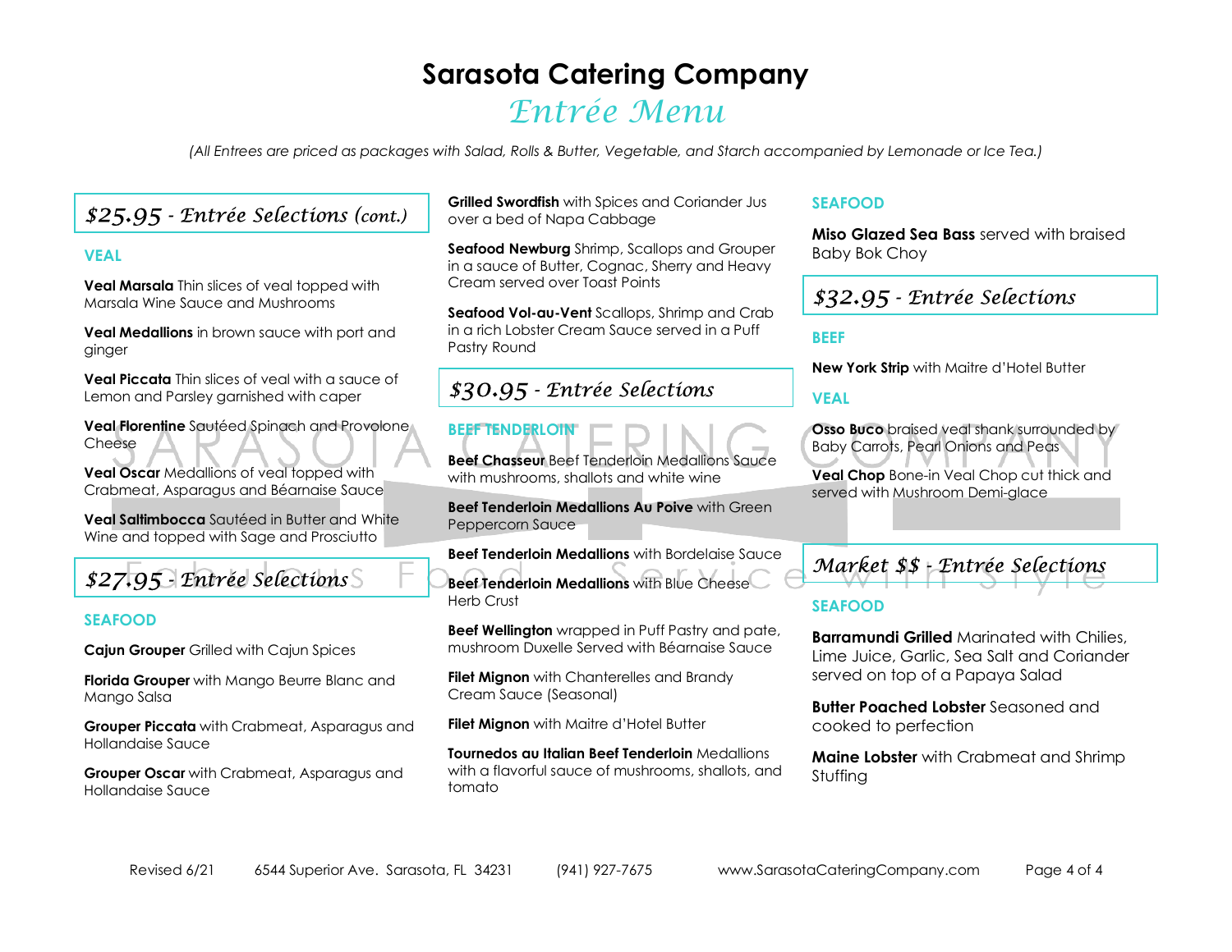# Sarasota Catering Company

## Entrée Menu

*(All Entrees are priced as packages with Salad, Rolls & Butter, Vegetable, and Starch accompanied by Lemonade or Ice Tea.)*

## $25.95 - Entrée Selections (cont.)

### VEAL

**Veal Marsala** Thin slices of veal topped with Marsala Wine Sauce and Mushrooms

**Veal Medallions** in brown sauce with port and ginger

**Veal Piccata** Thin slices of veal with a sauce of Lemon and Parsley garnished with caper

**Veal Florentine** Sautéed Spinach and Provolone Cheese

**Veal Oscar** Medallions of veal topped with Crabmeat, Asparagus and Béarnaise Sauce

**Veal Saltimbocca** Sautéed in Butter and White Wine and topped with Sage and Prosciutto

## $27.95 - Entrée Selections

### SEAFOOD

**Cajun Grouper** Grilled with Cajun Spices

**Florida Grouper** with Mango Beurre Blanc and Mango Salsa

**Grouper Piccata** with Crabmeat, Asparagus and Hollandaise Sauce

**Grouper Oscar** with Crabmeat, Asparagus and Hollandaise Sauce

**Grilled Swordfish** with Spices and Coriander Jus over a bed of Napa Cabbage

**Seafood Newburg** Shrimp, Scallops and Grouper in a sauce of Butter, Cognac, Sherry and Heavy Cream served over Toast Points

**Seafood Vol-au-Vent** Scallops, Shrimp and Crab in a rich Lobster Cream Sauce served in a Puff Pastry Round

## $30.95 - Entrée Selections

### BEEF TENDERLOIN

**Beef Chasseur** Beef Tenderloin Medallions Sauce with mushrooms, shallots and white wine

**Beef Tenderloin Medallions Au Poive** with Green Peppercorn Sauce

**Beef Tenderloin Medallions** with Bordelaise Sauce

**Beef Tenderloin Medallions** with Blue Cheese Herb Crust

**Beef Wellington** wrapped in Puff Pastry and pate, mushroom Duxelle Served with Béarnaise Sauce

**Filet Mignon** with Chanterelles and Brandy Cream Sauce (Seasonal)

**Filet Mignon** with Maitre d'Hotel Butter

**Tournedos au Italian Beef Tenderloin** Medallions with a flavorful sauce of mushrooms, shallots, and tomato

### SEAFOOD

**Miso Glazed Sea Bass** served with braised Baby Bok Choy

## $32.95 - Entrée Selections

### BEEF

**New York Strip** with Maitre d'Hotel Butter

### VEAL

**Osso Buco** braised veal shank surrounded by Baby Carrots, Pearl Onions and Peas

**Veal Chop** Bone-in Veal Chop cut thick and served with Mushroom Demi-glace

## Market $$ - Entrée Selections

### SEAFOOD

**Barramundi Grilled** Marinated with Chilies, Lime Juice, Garlic, Sea Salt and Coriander served on top of a Papaya Salad

**Butter Poached Lobster** Seasoned and cooked to perfection

**Maine Lobster** with Crabmeat and Shrimp Stuffing

Revised 6/21 6544 Superior Ave. Sarasota, FL 34231 (941) 927-7675 www.SarasotaCateringCompany.com